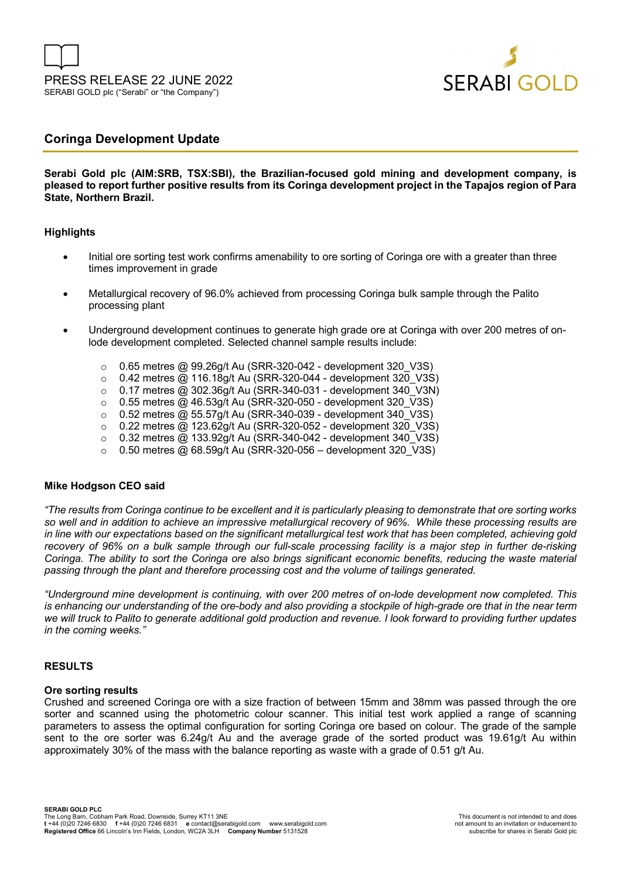PRESS RELEASE 22 JUNE 2022
SERABI GOLD plc ("Serabi" or "the Company")

SERABI GOLD

## Coringa Development Update

**Serabi Gold plc (AIM:SRB, TSX:SBI), the Brazilian-focused gold mining and development company, is pleased to report further positive results from its Coringa development project in the Tapajos region of Para State, Northern Brazil.**

### Highlights

- Initial ore sorting test work confirms amenability to ore sorting of Coringa ore with a greater than three times improvement in grade
- Metallurgical recovery of 96.0% achieved from processing Coringa bulk sample through the Palito processing plant
- Underground development continues to generate high grade ore at Coringa with over 200 metres of on-lode development completed. Selected channel sample results include:
    - 0.65 metres @ 99.26g/t Au (SRR-320-042 - development 320_V3S)
    - 0.42 metres @ 116.18g/t Au (SRR-320-044 - development 320_V3S)
    - 0.17 metres @ 302.36g/t Au (SRR-340-031 - development 340_V3N)
    - 0.55 metres @ 46.53g/t Au (SRR-320-050 - development 320_V3S)
    - 0.52 metres @ 55.57g/t Au (SRR-340-039 - development 340_V3S)
    - 0.22 metres @ 123.62g/t Au (SRR-320-052 - development 320_V3S)
    - 0.32 metres @ 133.92g/t Au (SRR-340-042 - development 340_V3S)
    - 0.50 metres @ 68.59g/t Au (SRR-320-056 – development 320_V3S)

### Mike Hodgson CEO said

*"The results from Coringa continue to be excellent and it is particularly pleasing to demonstrate that ore sorting works so well and in addition to achieve an impressive metallurgical recovery of 96%. While these processing results are in line with our expectations based on the significant metallurgical test work that has been completed, achieving gold recovery of 96% on a bulk sample through our full-scale processing facility is a major step in further de-risking Coringa. The ability to sort the Coringa ore also brings significant economic benefits, reducing the waste material passing through the plant and therefore processing cost and the volume of tailings generated.*

*"Underground mine development is continuing, with over 200 metres of on-lode development now completed. This is enhancing our understanding of the ore-body and also providing a stockpile of high-grade ore that in the near term we will truck to Palito to generate additional gold production and revenue. I look forward to providing further updates in the coming weeks."*

### RESULTS

#### Ore sorting results

Crushed and screened Coringa ore with a size fraction of between 15mm and 38mm was passed through the ore sorter and scanned using the photometric colour scanner. This initial test work applied a range of scanning parameters to assess the optimal configuration for sorting Coringa ore based on colour. The grade of the sample sent to the ore sorter was 6.24g/t Au and the average grade of the sorted product was 19.61g/t Au within approximately 30% of the mass with the balance reporting as waste with a grade of 0.51 g/t Au.

**SERABI GOLD PLC**
The Long Barn, Cobham Park Road, Downside, Surrey KT11 3NE
**t** +44 (0)20 7246 6830 **f** +44 (0)20 7246 6831 **e** contact@serabigold.com www.serabigold.com
**Registered Office** 66 Lincoln's Inn Fields, London, WC2A 3LH **Company Number** 5131528

This document is not intended to and does not amount to an invitation or inducement to subscribe for shares in Serabi Gold plc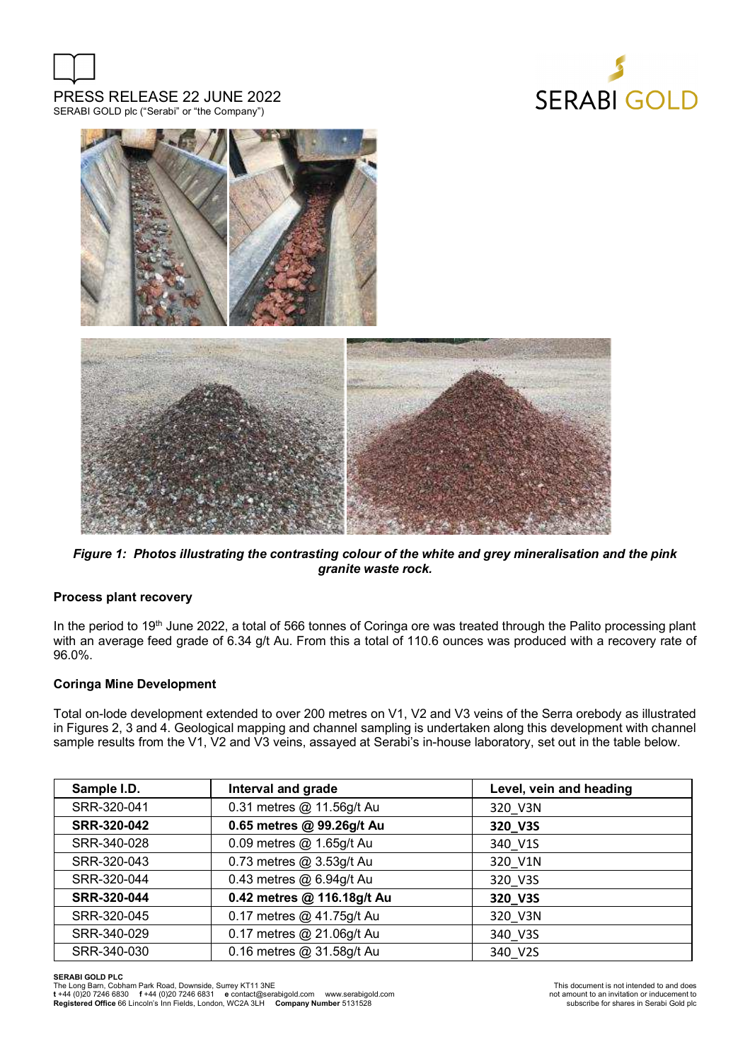*Figure 1: Photos illustrating the contrasting colour of the white and grey mineralisation and the pink granite waste rock.*

**Process plant recovery**

In the period to 19th June 2022, a total of 566 tonnes of Coringa ore was treated through the Palito processing plant with an average feed grade of 6.34 g/t Au. From this a total of 110.6 ounces was produced with a recovery rate of 96.0%.

**Coringa Mine Development**

Total on-lode development extended to over 200 metres on V1, V2 and V3 veins of the Serra orebody as illustrated in Figures 2, 3 and 4. Geological mapping and channel sampling is undertaken along this development with channel sample results from the V1, V2 and V3 veins, assayed at Serabi's in-house laboratory, set out in the table below.

| Sample I.D. | Interval and grade | Level, vein and heading |
|---|---|---|
| SRR-320-041 | 0.31 metres @ 11.56g/t Au | 320_V3N |
| **SRR-320-042** | **0.65 metres @ 99.26g/t Au** | **320_V3S** |
| SRR-340-028 | 0.09 metres @ 1.65g/t Au | 340_V1S |
| SRR-320-043 | 0.73 metres @ 3.53g/t Au | 320_V1N |
| SRR-320-044 | 0.43 metres @ 6.94g/t Au | 320_V3S |
| **SRR-320-044** | **0.42 metres @ 116.18g/t Au** | **320_V3S** |
| SRR-320-045 | 0.17 metres @ 41.75g/t Au | 320_V3N |
| SRR-340-029 | 0.17 metres @ 21.06g/t Au | 340_V3S |
| SRR-340-030 | 0.16 metres @ 31.58g/t Au | 340_V2S |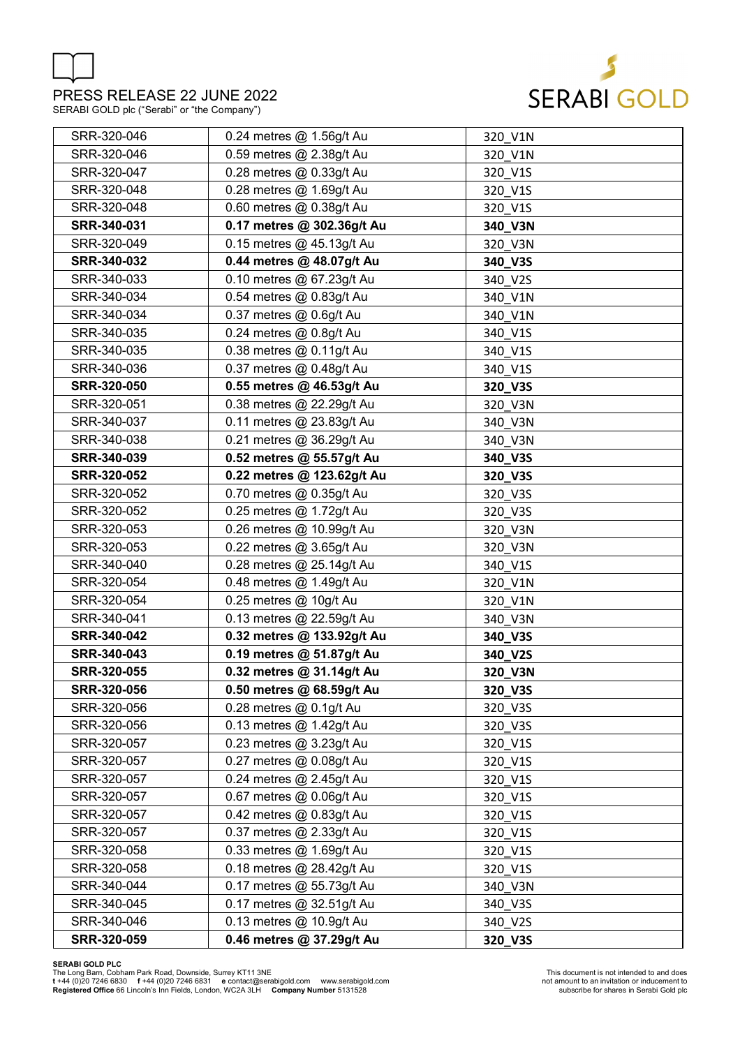| SRR-320-046 | 0.24 metres @ 1.56g/t Au | 320_V1N |
|---|---|---|
| SRR-320-046 | 0.59 metres @ 2.38g/t Au | 320_V1N |
| SRR-320-047 | 0.28 metres @ 0.33g/t Au | 320_V1S |
| SRR-320-048 | 0.28 metres @ 1.69g/t Au | 320_V1S |
| SRR-320-048 | 0.60 metres @ 0.38g/t Au | 320_V1S |
| **SRR-340-031** | **0.17 metres @ 302.36g/t Au** | **340_V3N** |
| SRR-320-049 | 0.15 metres @ 45.13g/t Au | 320_V3N |
| **SRR-340-032** | **0.44 metres @ 48.07g/t Au** | **340_V3S** |
| SRR-340-033 | 0.10 metres @ 67.23g/t Au | 340_V2S |
| SRR-340-034 | 0.54 metres @ 0.83g/t Au | 340_V1N |
| SRR-340-034 | 0.37 metres @ 0.6g/t Au | 340_V1N |
| SRR-340-035 | 0.24 metres @ 0.8g/t Au | 340_V1S |
| SRR-340-035 | 0.38 metres @ 0.11g/t Au | 340_V1S |
| SRR-340-036 | 0.37 metres @ 0.48g/t Au | 340_V1S |
| **SRR-320-050** | **0.55 metres @ 46.53g/t Au** | **320_V3S** |
| SRR-320-051 | 0.38 metres @ 22.29g/t Au | 320_V3N |
| SRR-340-037 | 0.11 metres @ 23.83g/t Au | 340_V3N |
| SRR-340-038 | 0.21 metres @ 36.29g/t Au | 340_V3N |
| **SRR-340-039** | **0.52 metres @ 55.57g/t Au** | **340_V3S** |
| **SRR-320-052** | **0.22 metres @ 123.62g/t Au** | **320_V3S** |
| SRR-320-052 | 0.70 metres @ 0.35g/t Au | 320_V3S |
| SRR-320-052 | 0.25 metres @ 1.72g/t Au | 320_V3S |
| SRR-320-053 | 0.26 metres @ 10.99g/t Au | 320_V3N |
| SRR-320-053 | 0.22 metres @ 3.65g/t Au | 320_V3N |
| SRR-340-040 | 0.28 metres @ 25.14g/t Au | 340_V1S |
| SRR-320-054 | 0.48 metres @ 1.49g/t Au | 320_V1N |
| SRR-320-054 | 0.25 metres @ 10g/t Au | 320_V1N |
| SRR-340-041 | 0.13 metres @ 22.59g/t Au | 340_V3N |
| **SRR-340-042** | **0.32 metres @ 133.92g/t Au** | **340_V3S** |
| **SRR-340-043** | **0.19 metres @ 51.87g/t Au** | **340_V2S** |
| **SRR-320-055** | **0.32 metres @ 31.14g/t Au** | **320_V3N** |
| **SRR-320-056** | **0.50 metres @ 68.59g/t Au** | **320_V3S** |
| SRR-320-056 | 0.28 metres @ 0.1g/t Au | 320_V3S |
| SRR-320-056 | 0.13 metres @ 1.42g/t Au | 320_V3S |
| SRR-320-057 | 0.23 metres @ 3.23g/t Au | 320_V1S |
| SRR-320-057 | 0.27 metres @ 0.08g/t Au | 320_V1S |
| SRR-320-057 | 0.24 metres @ 2.45g/t Au | 320_V1S |
| SRR-320-057 | 0.67 metres @ 0.06g/t Au | 320_V1S |
| SRR-320-057 | 0.42 metres @ 0.83g/t Au | 320_V1S |
| SRR-320-057 | 0.37 metres @ 2.33g/t Au | 320_V1S |
| SRR-320-058 | 0.33 metres @ 1.69g/t Au | 320_V1S |
| SRR-320-058 | 0.18 metres @ 28.42g/t Au | 320_V1S |
| SRR-340-044 | 0.17 metres @ 55.73g/t Au | 340_V3N |
| SRR-340-045 | 0.17 metres @ 32.51g/t Au | 340_V3S |
| SRR-340-046 | 0.13 metres @ 10.9g/t Au | 340_V2S |
| **SRR-320-059** | **0.46 metres @ 37.29g/t Au** | **320_V3S** |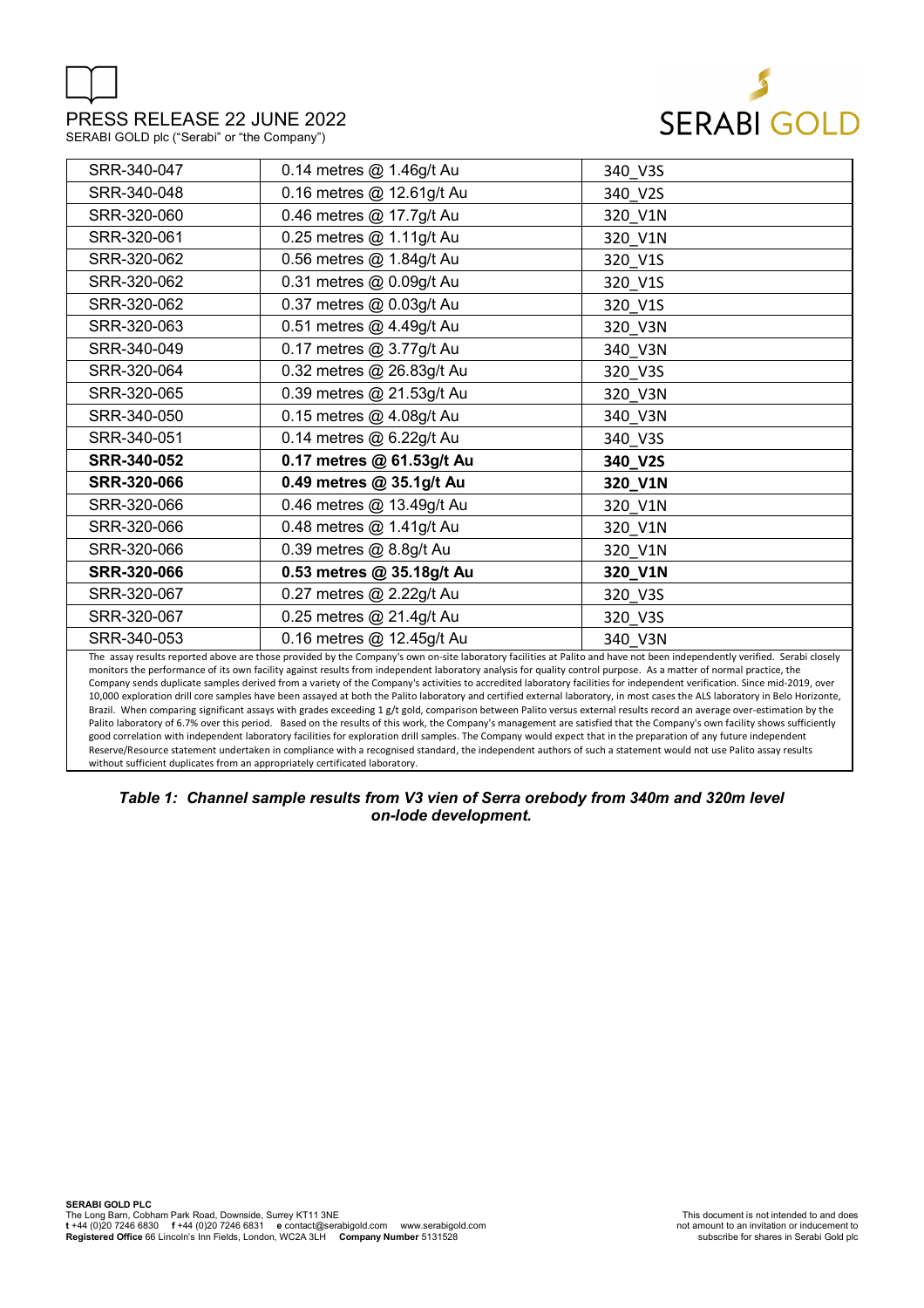| SRR-340-047 | 0.14 metres @ 1.46g/t Au | 340_V3S |
|---|---|---|
| SRR-340-048 | 0.16 metres @ 12.61g/t Au | 340_V2S |
| SRR-320-060 | 0.46 metres @ 17.7g/t Au | 320_V1N |
| SRR-320-061 | 0.25 metres @ 1.11g/t Au | 320_V1N |
| SRR-320-062 | 0.56 metres @ 1.84g/t Au | 320_V1S |
| SRR-320-062 | 0.31 metres @ 0.09g/t Au | 320_V1S |
| SRR-320-062 | 0.37 metres @ 0.03g/t Au | 320_V1S |
| SRR-320-063 | 0.51 metres @ 4.49g/t Au | 320_V3N |
| SRR-340-049 | 0.17 metres @ 3.77g/t Au | 340_V3N |
| SRR-320-064 | 0.32 metres @ 26.83g/t Au | 320_V3S |
| SRR-320-065 | 0.39 metres @ 21.53g/t Au | 320_V3N |
| SRR-340-050 | 0.15 metres @ 4.08g/t Au | 340_V3N |
| SRR-340-051 | 0.14 metres @ 6.22g/t Au | 340_V3S |
| **SRR-340-052** | **0.17 metres @ 61.53g/t Au** | **340_V2S** |
| **SRR-320-066** | **0.49 metres @ 35.1g/t Au** | **320_V1N** |
| SRR-320-066 | 0.46 metres @ 13.49g/t Au | 320_V1N |
| SRR-320-066 | 0.48 metres @ 1.41g/t Au | 320_V1N |
| SRR-320-066 | 0.39 metres @ 8.8g/t Au | 320_V1N |
| **SRR-320-066** | **0.53 metres @ 35.18g/t Au** | **320_V1N** |
| SRR-320-067 | 0.27 metres @ 2.22g/t Au | 320_V3S |
| SRR-320-067 | 0.25 metres @ 21.4g/t Au | 320_V3S |
| SRR-340-053 | 0.16 metres @ 12.45g/t Au | 340_V3N |

The assay results reported above are those provided by the Company's own on-site laboratory facilities at Palito and have not been independently verified. Serabi closely monitors the performance of its own facility against results from independent laboratory analysis for quality control purpose. As a matter of normal practice, the Company sends duplicate samples derived from a variety of the Company's activities to accredited laboratory facilities for independent verification. Since mid-2019, over 10,000 exploration drill core samples have been assayed at both the Palito laboratory and certified external laboratory, in most cases the ALS laboratory in Belo Horizonte, Brazil. When comparing significant assays with grades exceeding 1 g/t gold, comparison between Palito versus external results record an average over-estimation by the Palito laboratory of 6.7% over this period. Based on the results of this work, the Company's management are satisfied that the Company's own facility shows sufficiently good correlation with independent laboratory facilities for exploration drill samples. The Company would expect that in the preparation of any future independent Reserve/Resource statement undertaken in compliance with a recognised standard, the independent authors of such a statement would not use Palito assay results without sufficient duplicates from an appropriately certified laboratory.

***Table 1: Channel sample results from V3 vien of Serra orebody from 340m and 320m level on-lode development.***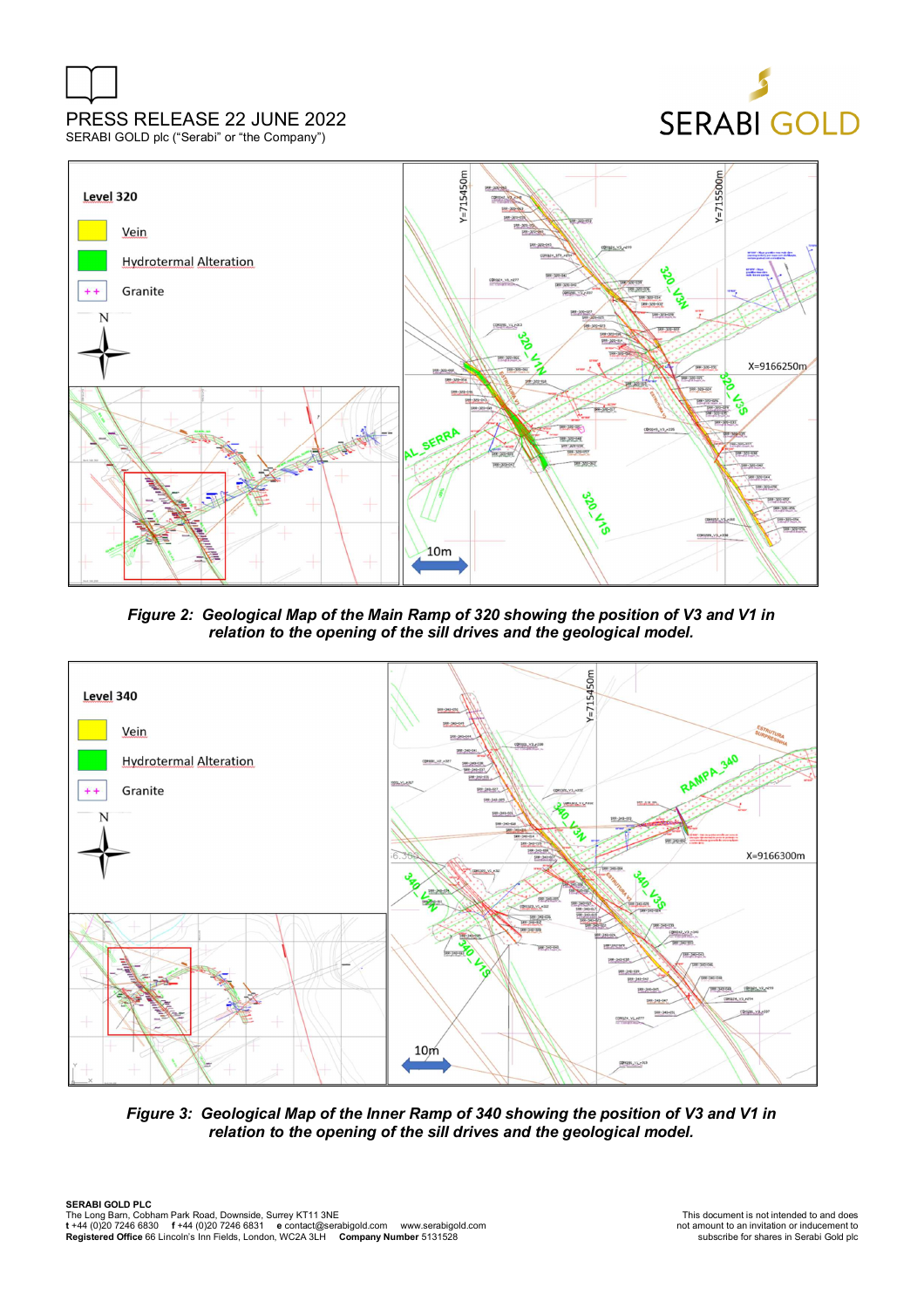*Figure 2: Geological Map of the Main Ramp of 320 showing the position of V3 and V1 in relation to the opening of the sill drives and the geological model.*

*Figure 3: Geological Map of the Inner Ramp of 340 showing the position of V3 and V1 in relation to the opening of the sill drives and the geological model.*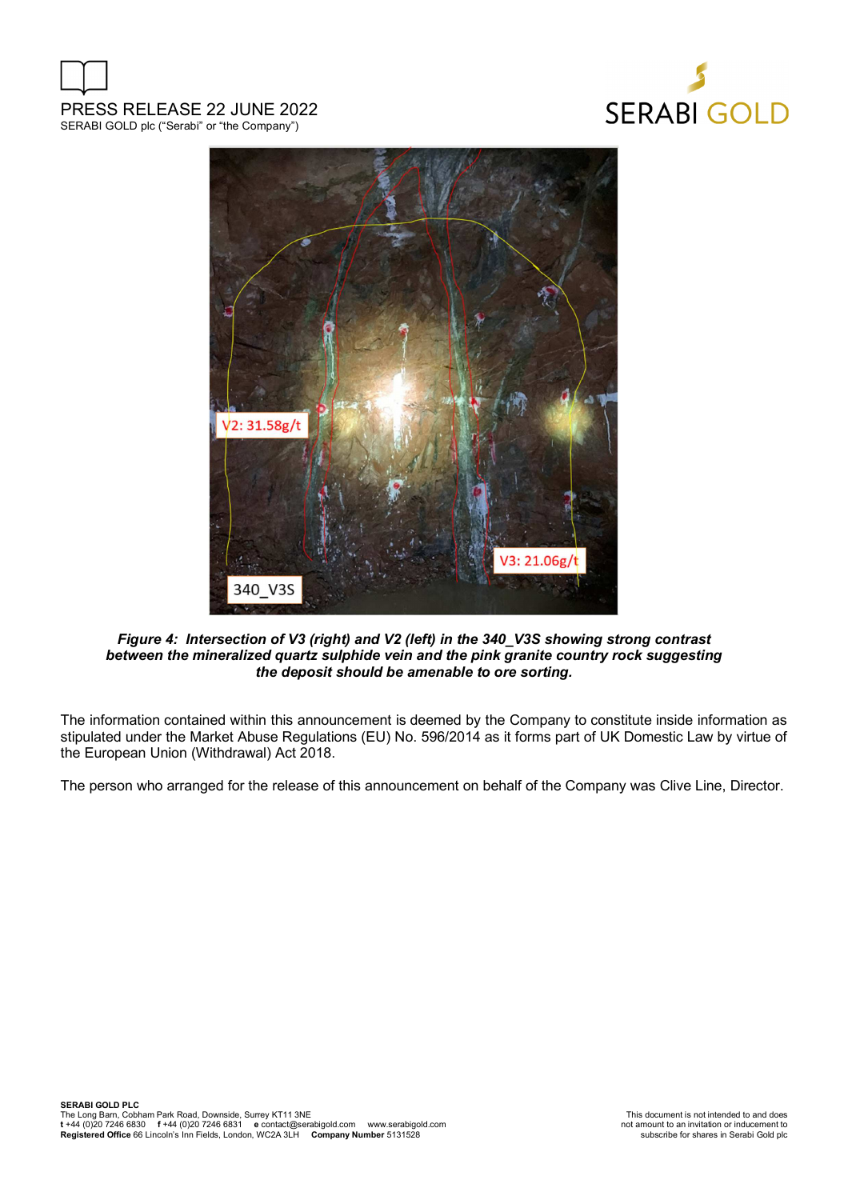*Figure 4: Intersection of V3 (right) and V2 (left) in the 340_V3S showing strong contrast between the mineralized quartz sulphide vein and the pink granite country rock suggesting the deposit should be amenable to ore sorting.*

The information contained within this announcement is deemed by the Company to constitute inside information as stipulated under the Market Abuse Regulations (EU) No. 596/2014 as it forms part of UK Domestic Law by virtue of the European Union (Withdrawal) Act 2018.

The person who arranged for the release of this announcement on behalf of the Company was Clive Line, Director.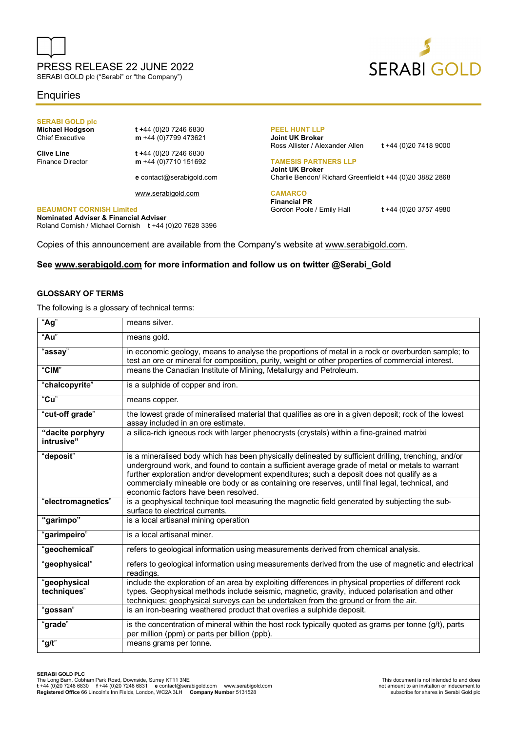PRESS RELEASE 22 JUNE 2022
SERABI GOLD plc ("Serabi" or "the Company")

## Enquiries

**SERABI GOLD plc**

**Michael Hodgson**
Chief Executive
t +44 (0)20 7246 6830
m +44 (0)7799 473621

**Clive Line**
Finance Director
t +44 (0)20 7246 6830
m +44 (0)7710 151692

e contact@serabigold.com

www.serabigold.com

**BEAUMONT CORNISH Limited**
**Nominated Adviser & Financial Adviser**
Roland Cornish / Michael Cornish t +44 (0)20 7628 3396

**PEEL HUNT LLP**
**Joint UK Broker**
Ross Allister / Alexander Allen t +44 (0)20 7418 9000

**TAMESIS PARTNERS LLP**
**Joint UK Broker**
Charlie Bendon/ Richard Greenfield t +44 (0)20 3882 2868

**CAMARCO**
**Financial PR**
Gordon Poole / Emily Hall t +44 (0)20 3757 4980

Copies of this announcement are available from the Company's website at www.serabigold.com.

**See www.serabigold.com for more information and follow us on twitter @Serabi_Gold**

### GLOSSARY OF TERMS

The following is a glossary of technical terms:

| | |
|---|---|
| **"Ag"** | means silver. |
| **"Au"** | means gold. |
| **"assay"** | in economic geology, means to analyse the proportions of metal in a rock or overburden sample; to test an ore or mineral for composition, purity, weight or other properties of commercial interest. |
| **"CIM"** | means the Canadian Institute of Mining, Metallurgy and Petroleum. |
| **"chalcopyrite"** | is a sulphide of copper and iron. |
| **"Cu"** | means copper. |
| **"cut-off grade"** | the lowest grade of mineralised material that qualifies as ore in a given deposit; rock of the lowest assay included in an ore estimate. |
| **"dacite porphyry intrusive"** | a silica-rich igneous rock with larger phenocrysts (crystals) within a fine-grained matrixi |
| **"deposit"** | is a mineralised body which has been physically delineated by sufficient drilling, trenching, and/or underground work, and found to contain a sufficient average grade of metal or metals to warrant further exploration and/or development expenditures; such a deposit does not qualify as a commercially mineable ore body or as containing ore reserves, until final legal, technical, and economic factors have been resolved. |
| **"electromagnetics"** | is a geophysical technique tool measuring the magnetic field generated by subjecting the sub-surface to electrical currents. |
| **"garimpo"** | is a local artisanal mining operation |
| **"garimpeiro"** | is a local artisanal miner. |
| **"geochemical"** | refers to geological information using measurements derived from chemical analysis. |
| **"geophysical"** | refers to geological information using measurements derived from the use of magnetic and electrical readings. |
| **"geophysical techniques"** | include the exploration of an area by exploiting differences in physical properties of different rock types. Geophysical methods include seismic, magnetic, gravity, induced polarisation and other techniques; geophysical surveys can be undertaken from the ground or from the air. |
| **"gossan"** | is an iron-bearing weathered product that overlies a sulphide deposit. |
| **"grade"** | is the concentration of mineral within the host rock typically quoted as grams per tonne (g/t), parts per million (ppm) or parts per billion (ppb). |
| **"g/t"** | means grams per tonne. |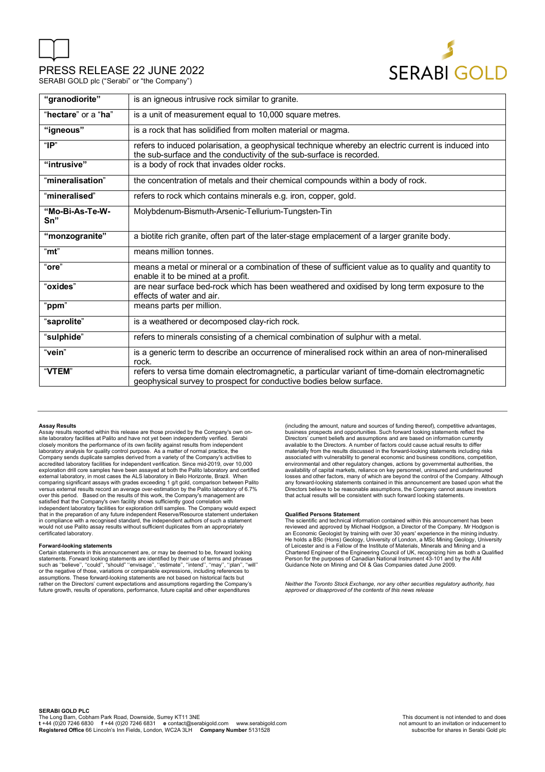| | |
|---|---|
| **"granodiorite"** | is an igneous intrusive rock similar to granite. |
| "**hectare**" or a "**ha**" | is a unit of measurement equal to 10,000 square metres. |
| **"igneous"** | is a rock that has solidified from molten material or magma. |
| "**IP**" | refers to induced polarisation, a geophysical technique whereby an electric current is induced into the sub-surface and the conductivity of the sub-surface is recorded. |
| **"intrusive"** | is a body of rock that invades older rocks. |
| "**mineralisation**" | the concentration of metals and their chemical compounds within a body of rock. |
| "**mineralised**" | refers to rock which contains minerals e.g. iron, copper, gold. |
| **"Mo-Bi-As-Te-W-Sn"** | Molybdenum-Bismuth-Arsenic-Tellurium-Tungsten-Tin |
| **"monzogranite"** | a biotite rich granite, often part of the later-stage emplacement of a larger granite body. |
| "**mt**" | means million tonnes. |
| "**ore**" | means a metal or mineral or a combination of these of sufficient value as to quality and quantity to enable it to be mined at a profit. |
| "**oxides**" | are near surface bed-rock which has been weathered and oxidised by long term exposure to the effects of water and air. |
| "**ppm**" | means parts per million. |
| "**saprolite**" | is a weathered or decomposed clay-rich rock. |
| "**sulphide**" | refers to minerals consisting of a chemical combination of sulphur with a metal. |
| "**vein**" | is a generic term to describe an occurrence of mineralised rock within an area of non-mineralised rock. |
| "**VTEM**" | refers to versa time domain electromagnetic, a particular variant of time-domain electromagnetic geophysical survey to prospect for conductive bodies below surface. |

**Assay Results**

Assay results reported within this release are those provided by the Company's own on-site laboratory facilities at Palito and have not yet been independently verified. Serabi closely monitors the performance of its own facility against results from independent laboratory analysis for quality control purpose. As a matter of normal practice, the Company sends duplicate samples derived from a variety of the Company's activities to accredited laboratory facilities for independent verification. Since mid-2019, over 10,000 exploration drill core samples have been assayed at both the Palito laboratory and certified external laboratory, in most cases the ALS laboratory in Belo Horizonte, Brazil. When comparing significant assays with grades exceeding 1 g/t gold, comparison between Palito versus external results record an average over-estimation by the Palito laboratory of 6.7% over this period. Based on the results of this work, the Company's management are satisfied that the Company's own facility shows sufficiently good correlation with independent laboratory facilities for exploration drill samples. The Company would expect that in the preparation of any future independent Reserve/Resource statement undertaken in compliance with a recognised standard, the independent authors of such a statement would not use Palito assay results without sufficient duplicates from an appropriately certificated laboratory.

**Forward-looking statements**

Certain statements in this announcement are, or may be deemed to be, forward looking statements. Forward looking statements are identified by their use of terms and phrases such as ''believe'', ''could'', "should" ''envisage'', ''estimate'', ''intend'', ''may'', ''plan'', ''will'' or the negative of those, variations or comparable expressions, including references to assumptions. These forward-looking statements are not based on historical facts but rather on the Directors' current expectations and assumptions regarding the Company's future growth, results of operations, performance, future capital and other expenditures (including the amount, nature and sources of funding thereof), competitive advantages, business prospects and opportunities. Such forward looking statements reflect the Directors' current beliefs and assumptions and are based on information currently available to the Directors. A number of factors could cause actual results to differ materially from the results discussed in the forward-looking statements including risks associated with vulnerability to general economic and business conditions, competition, environmental and other regulatory changes, actions by governmental authorities, the availability of capital markets, reliance on key personnel, uninsured and underinsured losses and other factors, many of which are beyond the control of the Company. Although any forward-looking statements contained in this announcement are based upon what the Directors believe to be reasonable assumptions, the Company cannot assure investors that actual results will be consistent with such forward looking statements.

**Qualified Persons Statement**

The scientific and technical information contained within this announcement has been reviewed and approved by Michael Hodgson, a Director of the Company. Mr Hodgson is an Economic Geologist by training with over 30 years' experience in the mining industry. He holds a BSc (Hons) Geology, University of London, a MSc Mining Geology, University of Leicester and is a Fellow of the Institute of Materials, Minerals and Mining and a Chartered Engineer of the Engineering Council of UK, recognizing him as both a Qualified Person for the purposes of Canadian National Instrument 43-101 and by the AIM Guidance Note on Mining and Oil & Gas Companies dated June 2009.

*Neither the Toronto Stock Exchange, nor any other securities regulatory authority, has approved or disapproved of the contents of this news release*